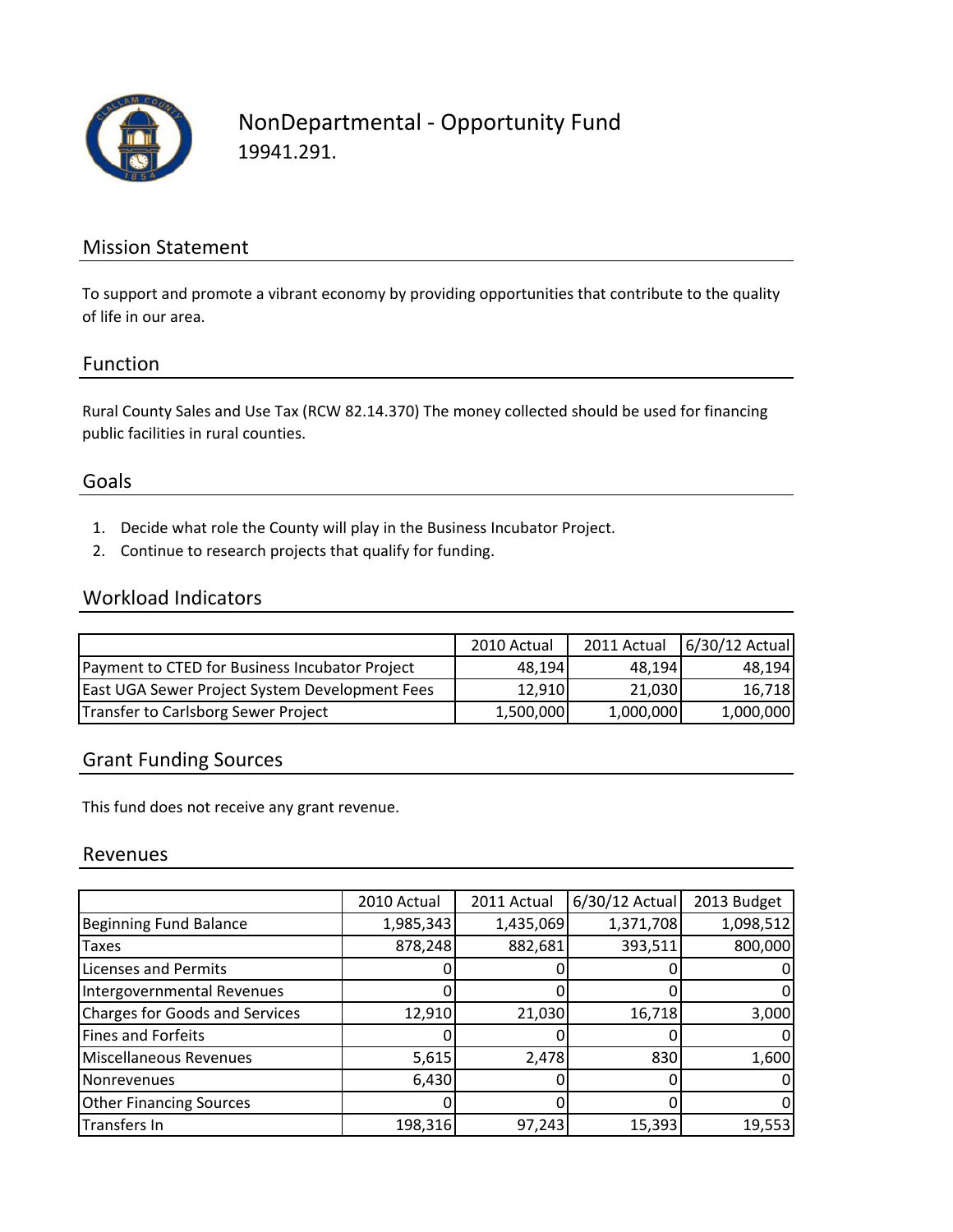# NonDepartmental - Opportunity Fund

19941.291.

## Mission Statement

To support and promote a vibrant economy by providing opportunities that contribute to the quality of life in our area.

## Function

Rural County Sales and Use Tax (RCW 82.14.370) The money collected should be used for financing public facilities in rural counties.

## Goals

1. Decide what role the County will play in the Business Incubator Project.
2. Continue to research projects that qualify for funding.

## Workload Indicators

| | 2010 Actual | 2011 Actual | 6/30/12 Actual |
|---|---|---|---|
| Payment to CTED for Business Incubator Project | 48,194 | 48,194 | 48,194 |
| East UGA Sewer Project System Development Fees | 12,910 | 21,030 | 16,718 |
| Transfer to Carlsborg Sewer Project | 1,500,000 | 1,000,000 | 1,000,000 |

## Grant Funding Sources

This fund does not receive any grant revenue.

## Revenues

| | 2010 Actual | 2011 Actual | 6/30/12 Actual | 2013 Budget |
|---|---|---|---|---|
| Beginning Fund Balance | 1,985,343 | 1,435,069 | 1,371,708 | 1,098,512 |
| Taxes | 878,248 | 882,681 | 393,511 | 800,000 |
| Licenses and Permits | 0 | 0 | 0 | 0 |
| Intergovernmental Revenues | 0 | 0 | 0 | 0 |
| Charges for Goods and Services | 12,910 | 21,030 | 16,718 | 3,000 |
| Fines and Forfeits | 0 | 0 | 0 | 0 |
| Miscellaneous Revenues | 5,615 | 2,478 | 830 | 1,600 |
| Nonrevenues | 6,430 | 0 | 0 | 0 |
| Other Financing Sources | 0 | 0 | 0 | 0 |
| Transfers In | 198,316 | 97,243 | 15,393 | 19,553 |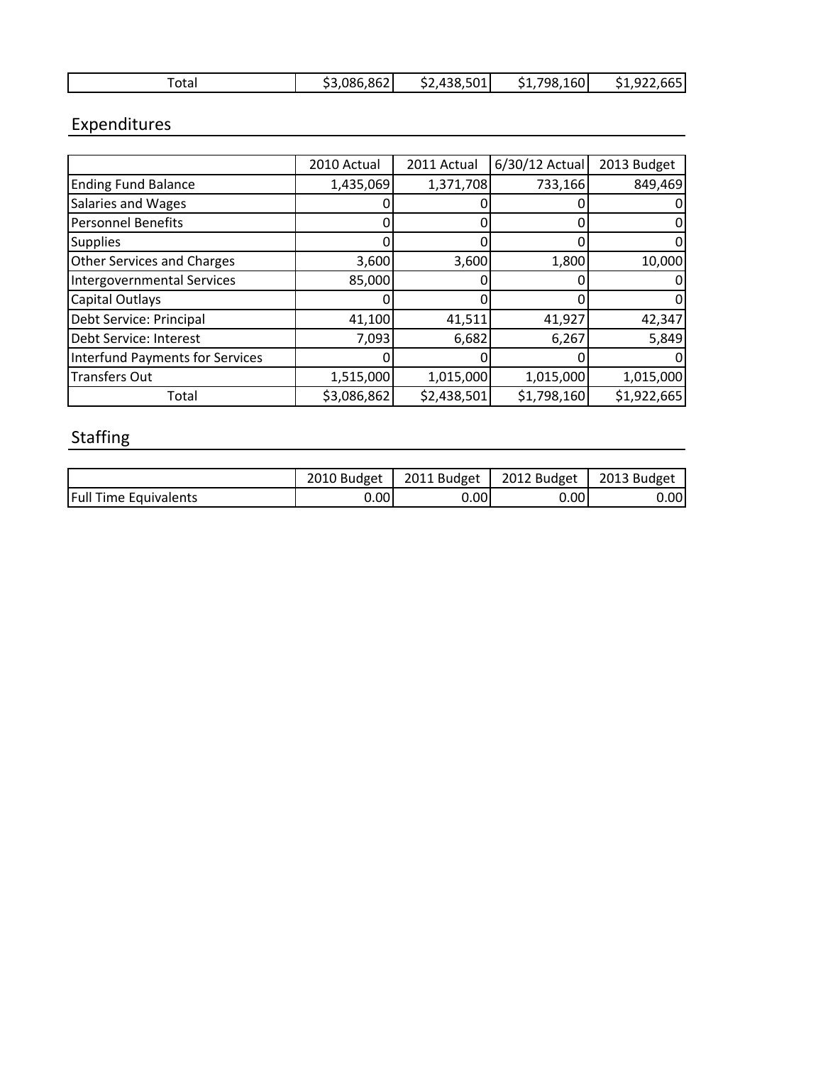| | | | | |
|---|---|---|---|---|
| Total | $3,086,862 | $2,438,501 | $1,798,160 | $1,922,665 |

## Expenditures

| | 2010 Actual | 2011 Actual | 6/30/12 Actual | 2013 Budget |
|---|---|---|---|---|
| Ending Fund Balance | 1,435,069 | 1,371,708 | 733,166 | 849,469 |
| Salaries and Wages | 0 | 0 | 0 | 0 |
| Personnel Benefits | 0 | 0 | 0 | 0 |
| Supplies | 0 | 0 | 0 | 0 |
| Other Services and Charges | 3,600 | 3,600 | 1,800 | 10,000 |
| Intergovernmental Services | 85,000 | 0 | 0 | 0 |
| Capital Outlays | 0 | 0 | 0 | 0 |
| Debt Service: Principal | 41,100 | 41,511 | 41,927 | 42,347 |
| Debt Service: Interest | 7,093 | 6,682 | 6,267 | 5,849 |
| Interfund Payments for Services | 0 | 0 | 0 | 0 |
| Transfers Out | 1,515,000 | 1,015,000 | 1,015,000 | 1,015,000 |
| Total | $3,086,862 | $2,438,501 | $1,798,160 | $1,922,665 |

## Staffing

| | 2010 Budget | 2011 Budget | 2012 Budget | 2013 Budget |
|---|---|---|---|---|
| Full Time Equivalents | 0.00 | 0.00 | 0.00 | 0.00 |